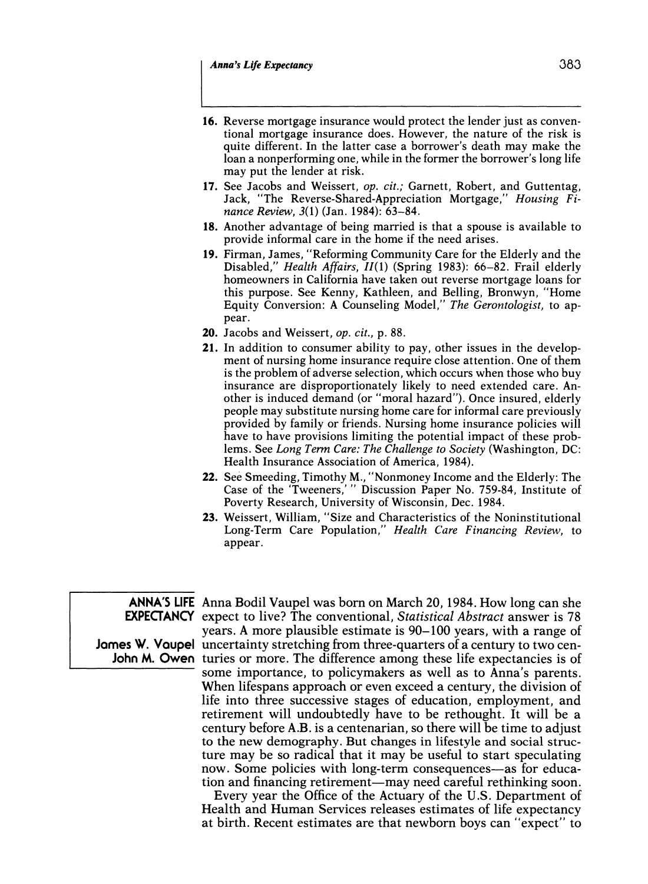16. Reverse mortgage insurance would protect the lender just as conventional mortgage insurance does. However, the nature of the risk is quite different. In the latter case a borrower's death may make the loan a nonperforming one, while in the former the borrower's long life may put the lender at risk.
17. See Jacobs and Weissert, *op. cit.*; Garnett, Robert, and Guttentag, Jack, "The Reverse-Shared-Appreciation Mortgage," *Housing Finance Review, 3*(1) (Jan. 1984): 63–84.
18. Another advantage of being married is that a spouse is available to provide informal care in the home if the need arises.
19. Firman, James, "Reforming Community Care for the Elderly and the Disabled," *Health Affairs, II*(1) (Spring 1983): 66–82. Frail elderly homeowners in California have taken out reverse mortgage loans for this purpose. See Kenny, Kathleen, and Belling, Bronwyn, "Home Equity Conversion: A Counseling Model," *The Gerontologist*, to appear.
20. Jacobs and Weissert, *op. cit.*, p. 88.
21. In addition to consumer ability to pay, other issues in the development of nursing home insurance require close attention. One of them is the problem of adverse selection, which occurs when those who buy insurance are disproportionately likely to need extended care. Another is induced demand (or "moral hazard"). Once insured, elderly people may substitute nursing home care for informal care previously provided by family or friends. Nursing home insurance policies will have to have provisions limiting the potential impact of these problems. See *Long Term Care: The Challenge to Society* (Washington, DC: Health Insurance Association of America, 1984).
22. See Smeeding, Timothy M., "Nonmoney Income and the Elderly: The Case of the 'Tweeners,'" Discussion Paper No. 759-84, Institute of Poverty Research, University of Wisconsin, Dec. 1984.
23. Weissert, William, "Size and Characteristics of the Noninstitutional Long-Term Care Population," *Health Care Financing Review*, to appear.

# ANNA'S LIFE EXPECTANCY

**James W. Vaupel**
**John M. Owen**

Anna Bodil Vaupel was born on March 20, 1984. How long can she expect to live? The conventional, *Statistical Abstract* answer is 78 years. A more plausible estimate is 90–100 years, with a range of uncertainty stretching from three-quarters of a century to two centuries or more. The difference among these life expectancies is of some importance, to policymakers as well as to Anna's parents. When lifespans approach or even exceed a century, the division of life into three successive stages of education, employment, and retirement will undoubtedly have to be rethought. It will be a century before A.B. is a centenarian, so there will be time to adjust to the new demography. But changes in lifestyle and social structure may be so radical that it may be useful to start speculating now. Some policies with long-term consequences—as for education and financing retirement—may need careful rethinking soon.

Every year the Office of the Actuary of the U.S. Department of Health and Human Services releases estimates of life expectancy at birth. Recent estimates are that newborn boys can "expect" to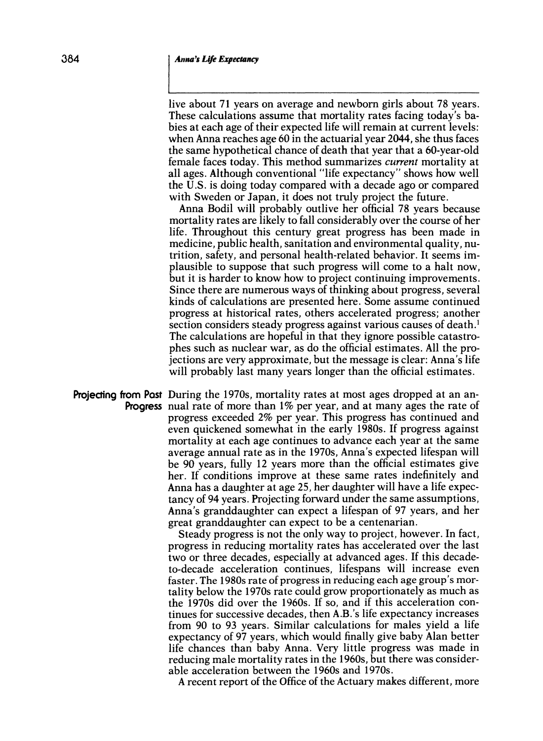live about 71 years on average and newborn girls about 78 years. These calculations assume that mortality rates facing today's babies at each age of their expected life will remain at current levels: when Anna reaches age 60 in the actuarial year 2044, she thus faces the same hypothetical chance of death that year that a 60-year-old female faces today. This method summarizes *current* mortality at all ages. Although conventional "life expectancy" shows how well the U.S. is doing today compared with a decade ago or compared with Sweden or Japan, it does not truly project the future.

Anna Bodil will probably outlive her official 78 years because mortality rates are likely to fall considerably over the course of her life. Throughout this century great progress has been made in medicine, public health, sanitation and environmental quality, nutrition, safety, and personal health-related behavior. It seems implausible to suppose that such progress will come to a halt now, but it is harder to know how to project continuing improvements. Since there are numerous ways of thinking about progress, several kinds of calculations are presented here. Some assume continued progress at historical rates, others accelerated progress; another section considers steady progress against various causes of death.[1] The calculations are hopeful in that they ignore possible catastrophes such as nuclear war, as do the official estimates. All the projections are very approximate, but the message is clear: Anna's life will probably last many years longer than the official estimates.

## Projecting from Past Progress

During the 1970s, mortality rates at most ages dropped at an annual rate of more than 1% per year, and at many ages the rate of progress exceeded 2% per year. This progress has continued and even quickened somewhat in the early 1980s. If progress against mortality at each age continues to advance each year at the same average annual rate as in the 1970s, Anna's expected lifespan will be 90 years, fully 12 years more than the official estimates give her. If conditions improve at these same rates indefinitely and Anna has a daughter at age 25, her daughter will have a life expectancy of 94 years. Projecting forward under the same assumptions, Anna's granddaughter can expect a lifespan of 97 years, and her great granddaughter can expect to be a centenarian.

Steady progress is not the only way to project, however. In fact, progress in reducing mortality rates has accelerated over the last two or three decades, especially at advanced ages. If this decade-to-decade acceleration continues, lifespans will increase even faster. The 1980s rate of progress in reducing each age group's mortality below the 1970s rate could grow proportionately as much as the 1970s did over the 1960s. If so, and if this acceleration continues for successive decades, then A.B.'s life expectancy increases from 90 to 93 years. Similar calculations for males yield a life expectancy of 97 years, which would finally give baby Alan better life chances than baby Anna. Very little progress was made in reducing male mortality rates in the 1960s, but there was considerable acceleration between the 1960s and 1970s.

A recent report of the Office of the Actuary makes different, more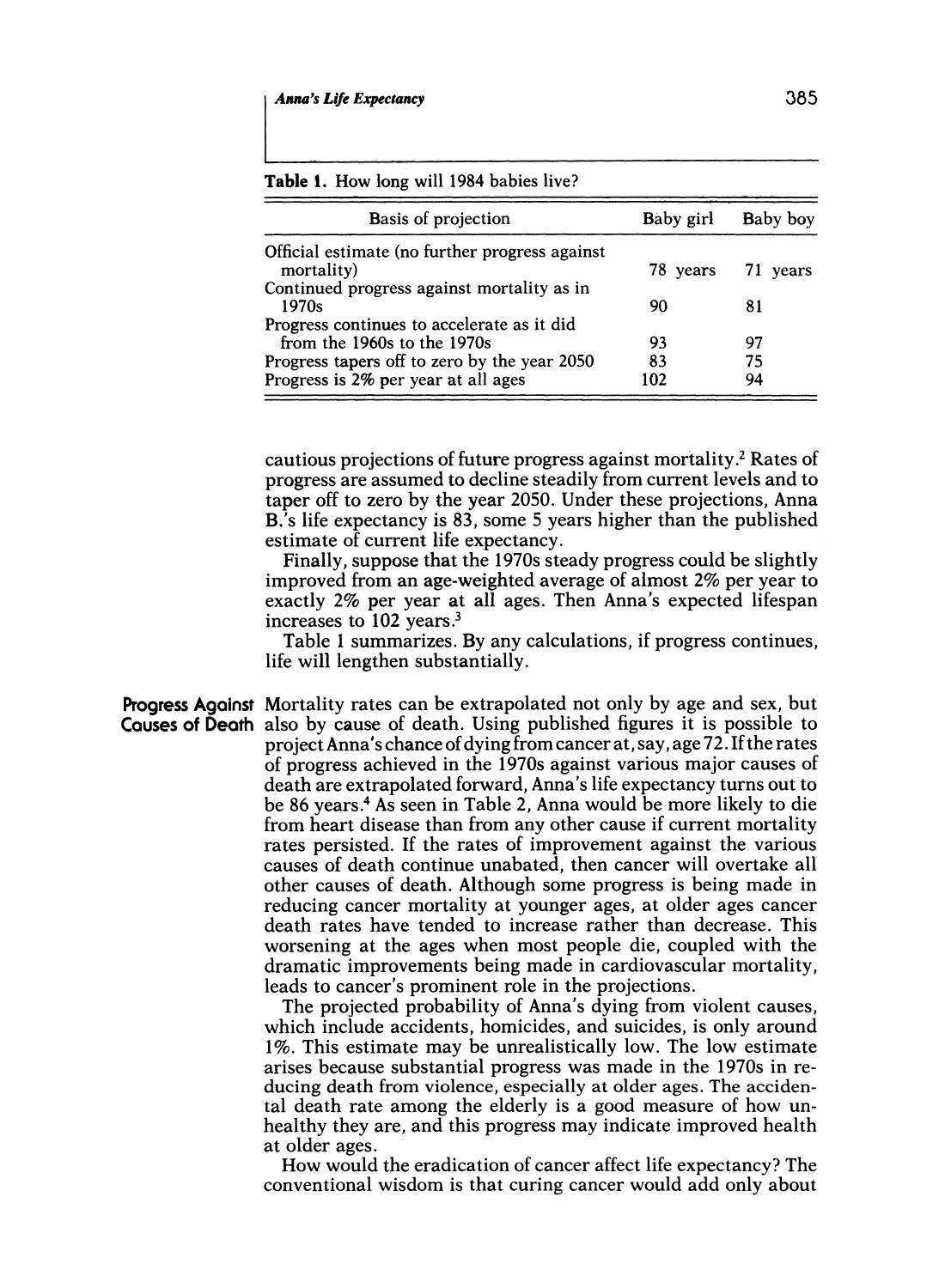**Table 1.** How long will 1984 babies live?

| Basis of projection | Baby girl | Baby boy |
|---|---|---|
| Official estimate (no further progress against mortality) | 78 years | 71 years |
| Continued progress against mortality as in 1970s | 90 | 81 |
| Progress continues to accelerate as it did from the 1960s to the 1970s | 93 | 97 |
| Progress tapers off to zero by the year 2050 | 83 | 75 |
| Progress is 2% per year at all ages | 102 | 94 |

cautious projections of future progress against mortality.[2] Rates of progress are assumed to decline steadily from current levels and to taper off to zero by the year 2050. Under these projections, Anna B.'s life expectancy is 83, some 5 years higher than the published estimate of current life expectancy.

Finally, suppose that the 1970s steady progress could be slightly improved from an age-weighted average of almost 2% per year to exactly 2% per year at all ages. Then Anna's expected lifespan increases to 102 years.[3]

Table 1 summarizes. By any calculations, if progress continues, life will lengthen substantially.

## Progress Against Causes of Death

Mortality rates can be extrapolated not only by age and sex, but also by cause of death. Using published figures it is possible to project Anna's chance of dying from cancer at, say, age 72. If the rates of progress achieved in the 1970s against various major causes of death are extrapolated forward, Anna's life expectancy turns out to be 86 years.[4] As seen in Table 2, Anna would be more likely to die from heart disease than from any other cause if current mortality rates persisted. If the rates of improvement against the various causes of death continue unabated, then cancer will overtake all other causes of death. Although some progress is being made in reducing cancer mortality at younger ages, at older ages cancer death rates have tended to increase rather than decrease. This worsening at the ages when most people die, coupled with the dramatic improvements being made in cardiovascular mortality, leads to cancer's prominent role in the projections.

The projected probability of Anna's dying from violent causes, which include accidents, homicides, and suicides, is only around 1%. This estimate may be unrealistically low. The low estimate arises because substantial progress was made in the 1970s in reducing death from violence, especially at older ages. The accidental death rate among the elderly is a good measure of how unhealthy they are, and this progress may indicate improved health at older ages.

How would the eradication of cancer affect life expectancy? The conventional wisdom is that curing cancer would add only about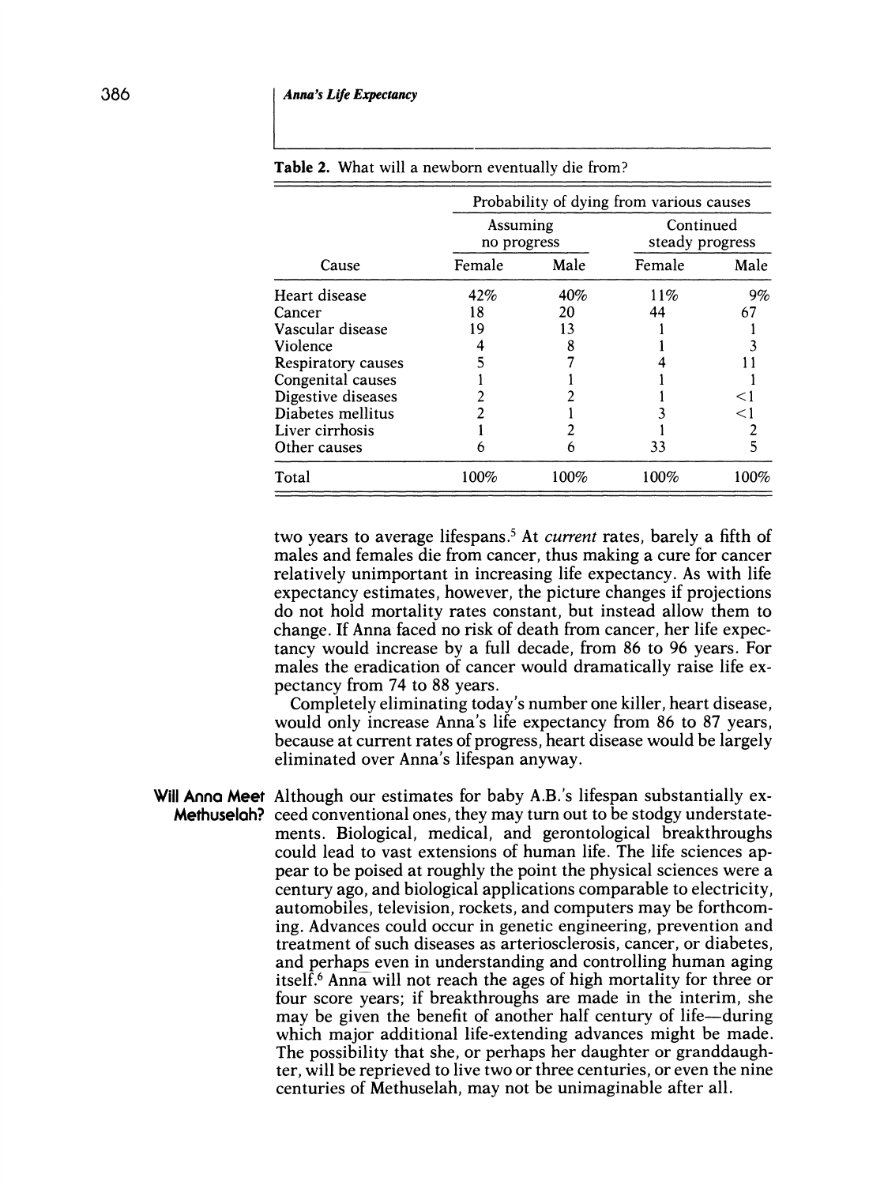**Table 2.** What will a newborn eventually die from?

| | Probability of dying from various causes | | | |
|---|---|---|---|---|
| | Assuming no progress | | Continued steady progress | |
| Cause | Female | Male | Female | Male |
| Heart disease | 42% | 40% | 11% | 9% |
| Cancer | 18 | 20 | 44 | 67 |
| Vascular disease | 19 | 13 | 1 | 1 |
| Violence | 4 | 8 | 1 | 3 |
| Respiratory causes | 5 | 7 | 4 | 11 |
| Congenital causes | 1 | 1 | 1 | 1 |
| Digestive diseases | 2 | 2 | 1 | <1 |
| Diabetes mellitus | 2 | 1 | 3 | <1 |
| Liver cirrhosis | 1 | 2 | 1 | 2 |
| Other causes | 6 | 6 | 33 | 5 |
| Total | 100% | 100% | 100% | 100% |

two years to average lifespans.[5] At *current* rates, barely a fifth of males and females die from cancer, thus making a cure for cancer relatively unimportant in increasing life expectancy. As with life expectancy estimates, however, the picture changes if projections do not hold mortality rates constant, but instead allow them to change. If Anna faced no risk of death from cancer, her life expectancy would increase by a full decade, from 86 to 96 years. For males the eradication of cancer would dramatically raise life expectancy from 74 to 88 years.

Completely eliminating today's number one killer, heart disease, would only increase Anna's life expectancy from 86 to 87 years, because at current rates of progress, heart disease would be largely eliminated over Anna's lifespan anyway.

## Will Anna Meet Methuselah?

Although our estimates for baby A.B.'s lifespan substantially exceed conventional ones, they may turn out to be stodgy understatements. Biological, medical, and gerontological breakthroughs could lead to vast extensions of human life. The life sciences appear to be poised at roughly the point the physical sciences were a century ago, and biological applications comparable to electricity, automobiles, television, rockets, and computers may be forthcoming. Advances could occur in genetic engineering, prevention and treatment of such diseases as arteriosclerosis, cancer, or diabetes, and perhaps even in understanding and controlling human aging itself.[6] Anna will not reach the ages of high mortality for three or four score years; if breakthroughs are made in the interim, she may be given the benefit of another half century of life—during which major additional life-extending advances might be made. The possibility that she, or perhaps her daughter or granddaughter, will be reprieved to live two or three centuries, or even the nine centuries of Methuselah, may not be unimaginable after all.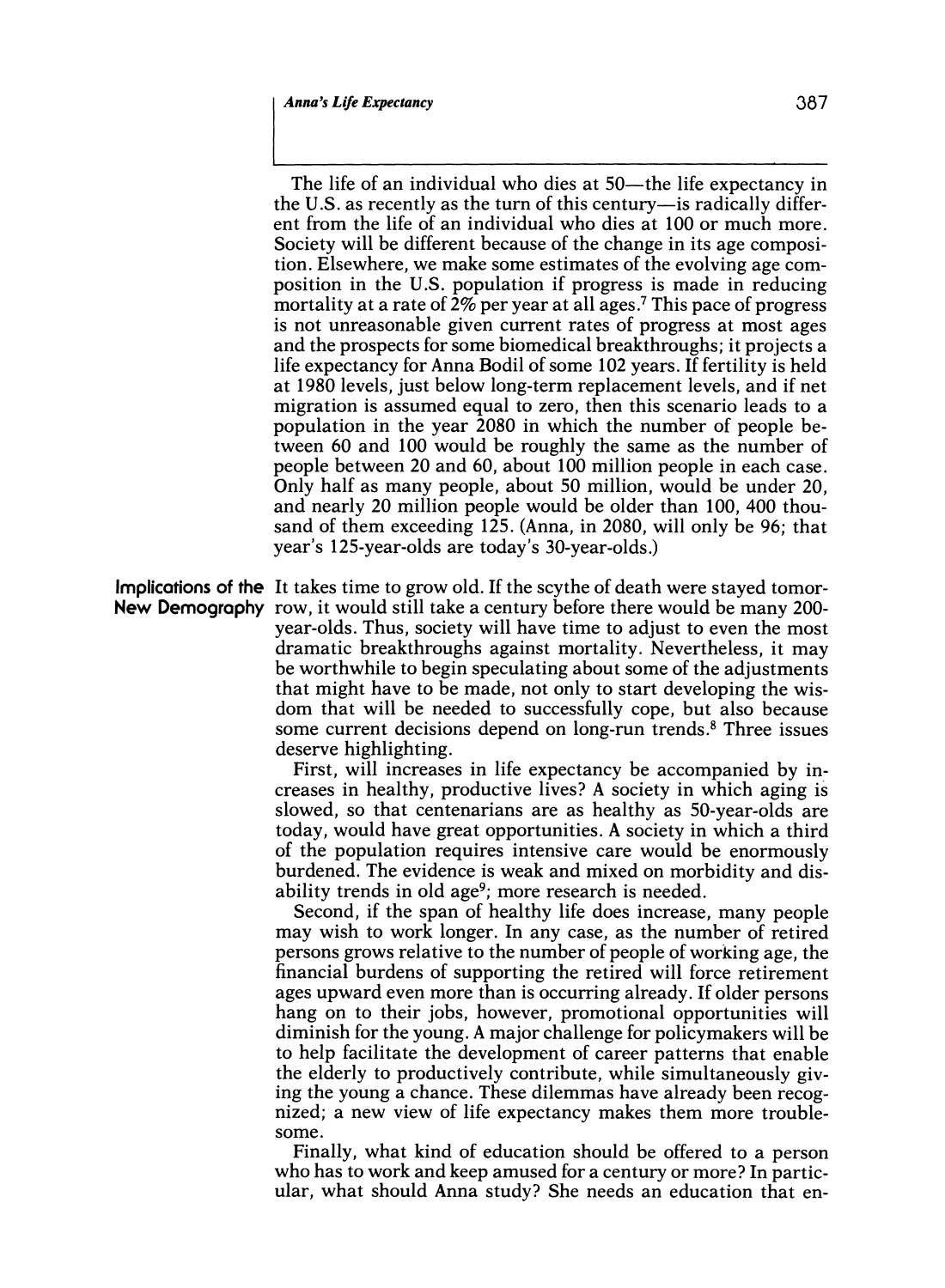The life of an individual who dies at 50—the life expectancy in the U.S. as recently as the turn of this century—is radically different from the life of an individual who dies at 100 or much more. Society will be different because of the change in its age composition. Elsewhere, we make some estimates of the evolving age composition in the U.S. population if progress is made in reducing mortality at a rate of 2% per year at all ages.[7] This pace of progress is not unreasonable given current rates of progress at most ages and the prospects for some biomedical breakthroughs; it projects a life expectancy for Anna Bodil of some 102 years. If fertility is held at 1980 levels, just below long-term replacement levels, and if net migration is assumed equal to zero, then this scenario leads to a population in the year 2080 in which the number of people between 60 and 100 would be roughly the same as the number of people between 20 and 60, about 100 million people in each case. Only half as many people, about 50 million, would be under 20, and nearly 20 million people would be older than 100, 400 thousand of them exceeding 125. (Anna, in 2080, will only be 96; that year's 125-year-olds are today's 30-year-olds.)

## Implications of the New Demography

It takes time to grow old. If the scythe of death were stayed tomorrow, it would still take a century before there would be many 200-year-olds. Thus, society will have time to adjust to even the most dramatic breakthroughs against mortality. Nevertheless, it may be worthwhile to begin speculating about some of the adjustments that might have to be made, not only to start developing the wisdom that will be needed to successfully cope, but also because some current decisions depend on long-run trends.[8] Three issues deserve highlighting.

First, will increases in life expectancy be accompanied by increases in healthy, productive lives? A society in which aging is slowed, so that centenarians are as healthy as 50-year-olds are today, would have great opportunities. A society in which a third of the population requires intensive care would be enormously burdened. The evidence is weak and mixed on morbidity and disability trends in old age[9]; more research is needed.

Second, if the span of healthy life does increase, many people may wish to work longer. In any case, as the number of retired persons grows relative to the number of people of working age, the financial burdens of supporting the retired will force retirement ages upward even more than is occurring already. If older persons hang on to their jobs, however, promotional opportunities will diminish for the young. A major challenge for policymakers will be to help facilitate the development of career patterns that enable the elderly to productively contribute, while simultaneously giving the young a chance. These dilemmas have already been recognized; a new view of life expectancy makes them more troublesome.

Finally, what kind of education should be offered to a person who has to work and keep amused for a century or more? In particular, what should Anna study? She needs an education that en-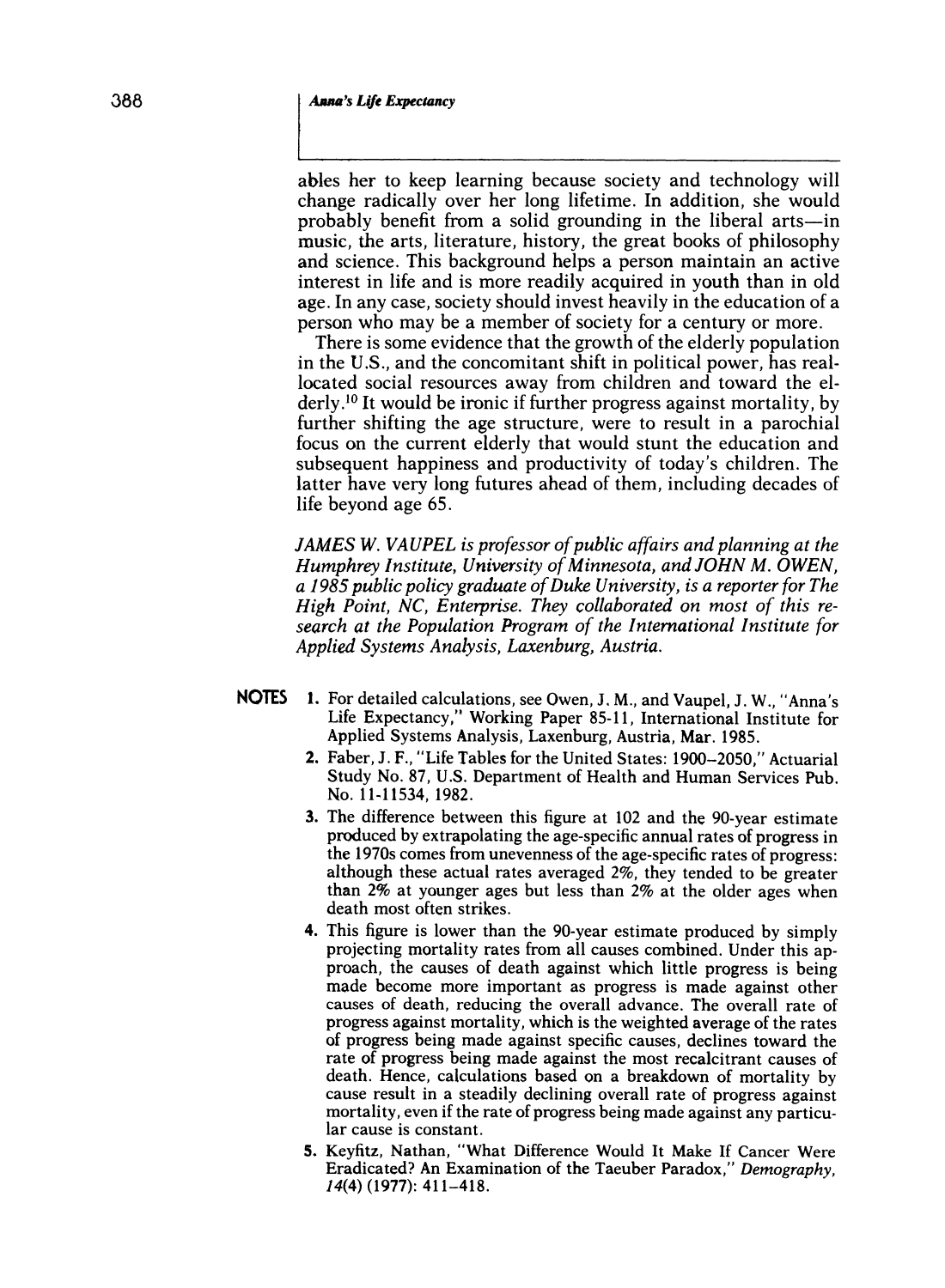ables her to keep learning because society and technology will change radically over her long lifetime. In addition, she would probably benefit from a solid grounding in the liberal arts—in music, the arts, literature, history, the great books of philosophy and science. This background helps a person maintain an active interest in life and is more readily acquired in youth than in old age. In any case, society should invest heavily in the education of a person who may be a member of society for a century or more.

There is some evidence that the growth of the elderly population in the U.S., and the concomitant shift in political power, has reallocated social resources away from children and toward the elderly.[10] It would be ironic if further progress against mortality, by further shifting the age structure, were to result in a parochial focus on the current elderly that would stunt the education and subsequent happiness and productivity of today's children. The latter have very long futures ahead of them, including decades of life beyond age 65.

*JAMES W. VAUPEL is professor of public affairs and planning at the Humphrey Institute, University of Minnesota, and JOHN M. OWEN, a 1985 public policy graduate of Duke University, is a reporter for The High Point, NC, Enterprise. They collaborated on most of this research at the Population Program of the International Institute for Applied Systems Analysis, Laxenburg, Austria.*

## NOTES

1. For detailed calculations, see Owen, J. M., and Vaupel, J. W., "Anna's Life Expectancy," Working Paper 85-11, International Institute for Applied Systems Analysis, Laxenburg, Austria, Mar. 1985.
2. Faber, J. F., "Life Tables for the United States: 1900–2050," Actuarial Study No. 87, U.S. Department of Health and Human Services Pub. No. 11-11534, 1982.
3. The difference between this figure at 102 and the 90-year estimate produced by extrapolating the age-specific annual rates of progress in the 1970s comes from unevenness of the age-specific rates of progress: although these actual rates averaged 2%, they tended to be greater than 2% at younger ages but less than 2% at the older ages when death most often strikes.
4. This figure is lower than the 90-year estimate produced by simply projecting mortality rates from all causes combined. Under this approach, the causes of death against which little progress is being made become more important as progress is made against other causes of death, reducing the overall advance. The overall rate of progress against mortality, which is the weighted average of the rates of progress being made against specific causes, declines toward the rate of progress being made against the most recalcitrant causes of death. Hence, calculations based on a breakdown of mortality by cause result in a steadily declining overall rate of progress against mortality, even if the rate of progress being made against any particular cause is constant.
5. Keyfitz, Nathan, "What Difference Would It Make If Cancer Were Eradicated? An Examination of the Taeuber Paradox," *Demography, 14*(4) (1977): 411–418.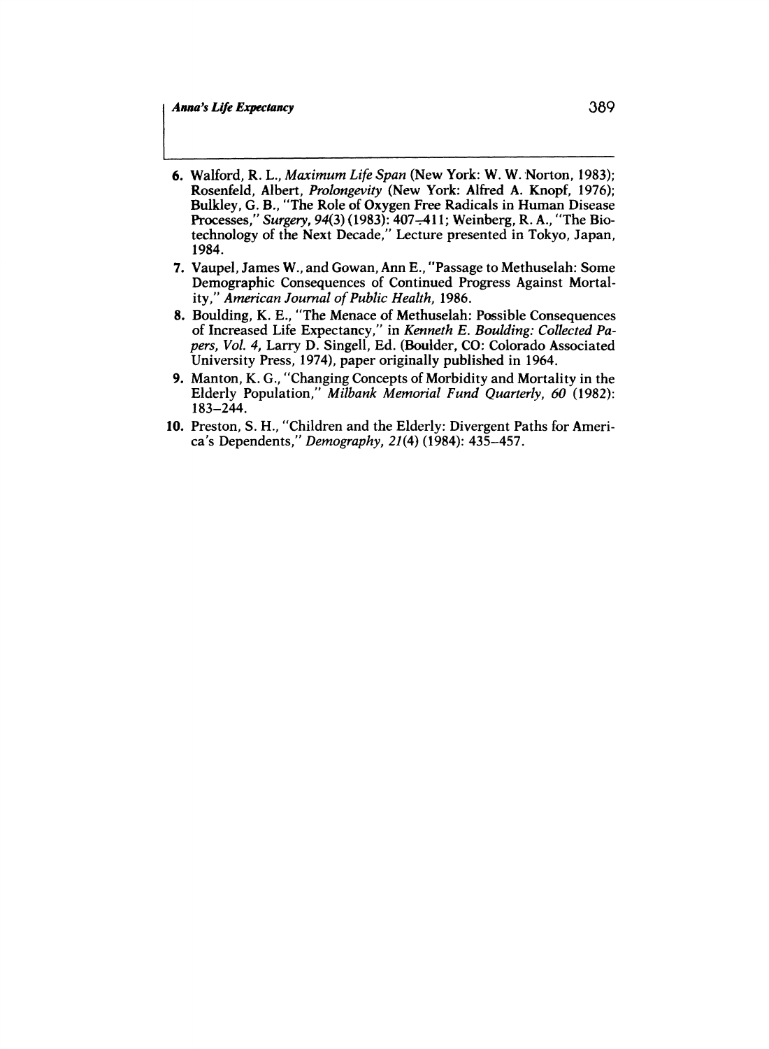6. Walford, R. L., *Maximum Life Span* (New York: W. W. Norton, 1983); Rosenfeld, Albert, *Prolongevity* (New York: Alfred A. Knopf, 1976); Bulkley, G. B., "The Role of Oxygen Free Radicals in Human Disease Processes," *Surgery, 94*(3) (1983): 407–411; Weinberg, R. A., "The Biotechnology of the Next Decade," Lecture presented in Tokyo, Japan, 1984.
7. Vaupel, James W., and Gowan, Ann E., "Passage to Methuselah: Some Demographic Consequences of Continued Progress Against Mortality," *American Journal of Public Health*, 1986.
8. Boulding, K. E., "The Menace of Methuselah: Possible Consequences of Increased Life Expectancy," in *Kenneth E. Boulding: Collected Papers, Vol. 4*, Larry D. Singell, Ed. (Boulder, CO: Colorado Associated University Press, 1974), paper originally published in 1964.
9. Manton, K. G., "Changing Concepts of Morbidity and Mortality in the Elderly Population," *Milbank Memorial Fund Quarterly, 60* (1982): 183–244.
10. Preston, S. H., "Children and the Elderly: Divergent Paths for America's Dependents," *Demography, 21*(4) (1984): 435–457.